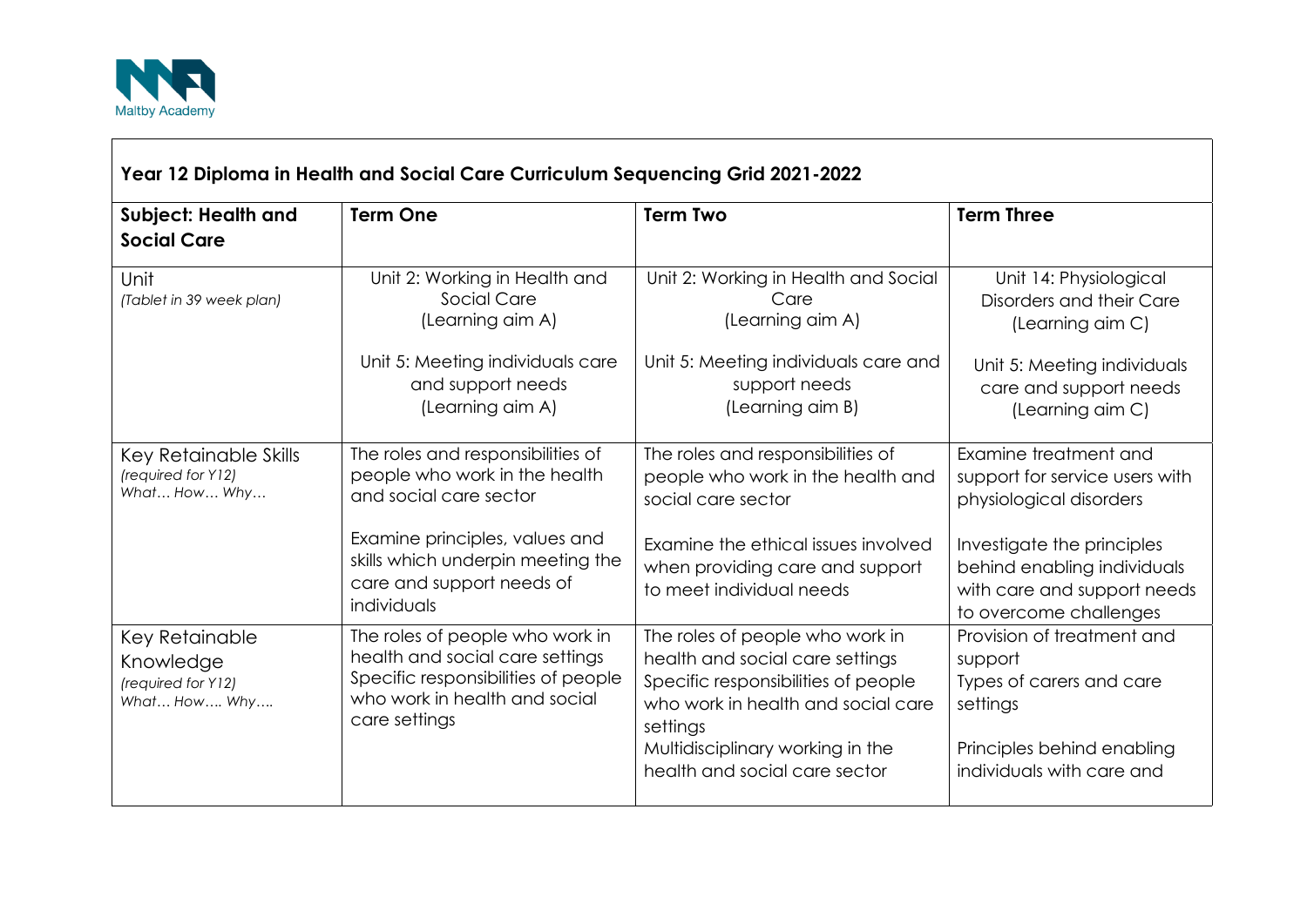Maltby Academy

## Year 12 Diploma in Health and Social Care Curriculum Sequencing Grid 2021-2022

| **Subject: Health and Social Care** | **Term One** | **Term Two** | **Term Three** |
|---|---|---|---|
| Unit *(Tablet in 39 week plan)* | Unit 2: Working in Health and Social Care (Learning aim A)<br><br>Unit 5: Meeting individuals care and support needs (Learning aim A) | Unit 2: Working in Health and Social Care (Learning aim A)<br><br>Unit 5: Meeting individuals care and support needs (Learning aim B) | Unit 14: Physiological Disorders and their Care (Learning aim C)<br><br>Unit 5: Meeting individuals care and support needs (Learning aim C) |
| Key Retainable Skills *(required for Y12) What… How… Why…* | The roles and responsibilities of people who work in the health and social care sector<br><br>Examine principles, values and skills which underpin meeting the care and support needs of individuals | The roles and responsibilities of people who work in the health and social care sector<br><br>Examine the ethical issues involved when providing care and support to meet individual needs | Examine treatment and support for service users with physiological disorders<br><br>Investigate the principles behind enabling individuals with care and support needs to overcome challenges |
| Key Retainable Knowledge *(required for Y12) What… How…. Why….* | The roles of people who work in health and social care settings<br>Specific responsibilities of people who work in health and social care settings | The roles of people who work in health and social care settings<br>Specific responsibilities of people who work in health and social care settings<br>Multidisciplinary working in the health and social care sector | Provision of treatment and support<br>Types of carers and care settings<br><br>Principles behind enabling individuals with care and |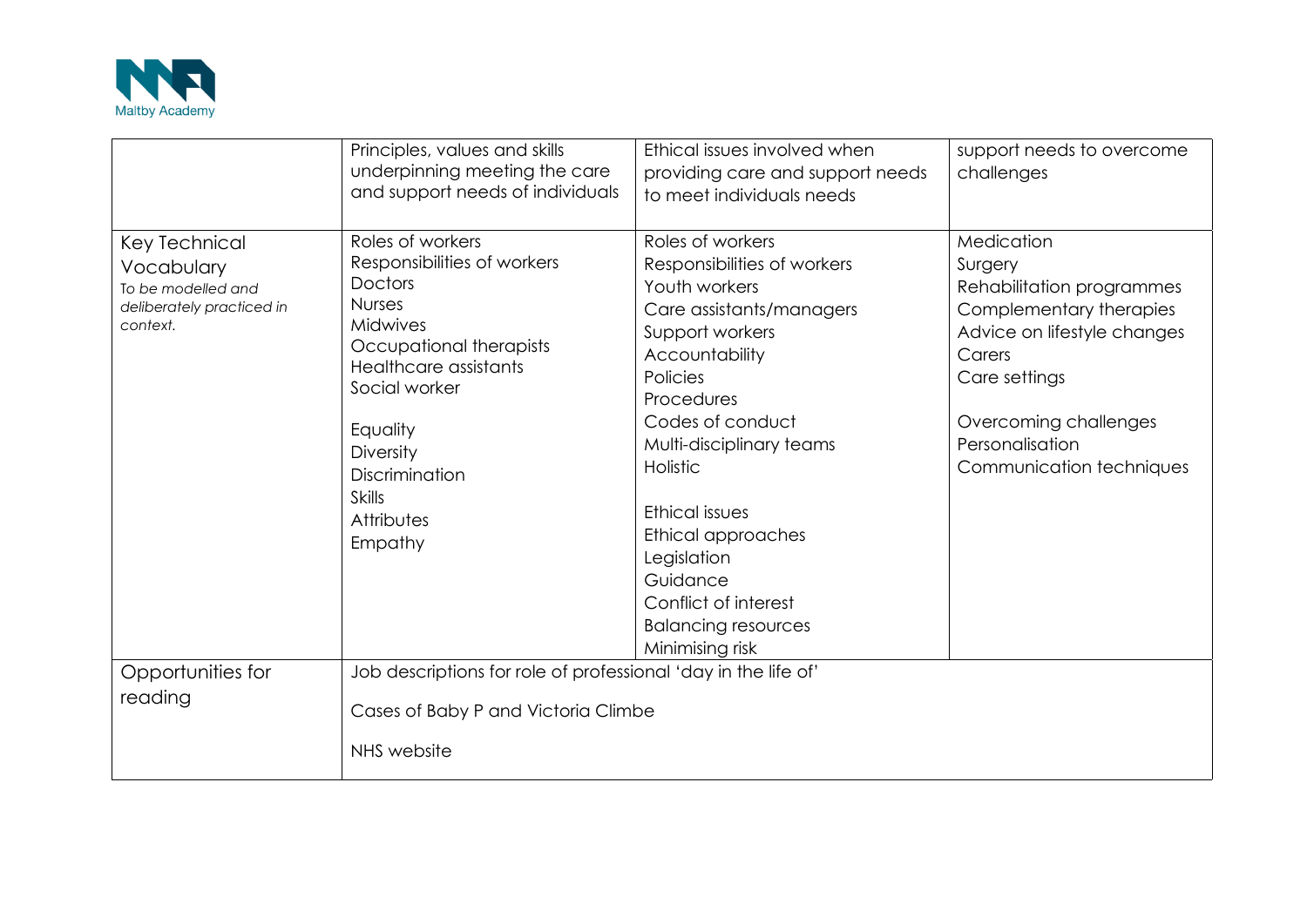| | Principles, values and skills underpinning meeting the care and support needs of individuals | Ethical issues involved when providing care and support needs to meet individuals needs | support needs to overcome challenges |
|---|---|---|---|
| Key Technical Vocabulary<br>*To be modelled and deliberately practiced in context.* | Roles of workers<br>Responsibilities of workers<br>Doctors<br>Nurses<br>Midwives<br>Occupational therapists<br>Healthcare assistants<br>Social worker<br><br>Equality<br>Diversity<br>Discrimination<br>Skills<br>Attributes<br>Empathy | Roles of workers<br>Responsibilities of workers<br>Youth workers<br>Care assistants/managers<br>Support workers<br>Accountability<br>Policies<br>Procedures<br>Codes of conduct<br>Multi-disciplinary teams<br>Holistic<br><br>Ethical issues<br>Ethical approaches<br>Legislation<br>Guidance<br>Conflict of interest<br>Balancing resources<br>Minimising risk | Medication<br>Surgery<br>Rehabilitation programmes<br>Complementary therapies<br>Advice on lifestyle changes<br>Carers<br>Care settings<br><br>Overcoming challenges<br>Personalisation<br>Communication techniques |
| Opportunities for reading | Job descriptions for role of professional 'day in the life of'<br><br>Cases of Baby P and Victoria Climbe<br><br>NHS website | | |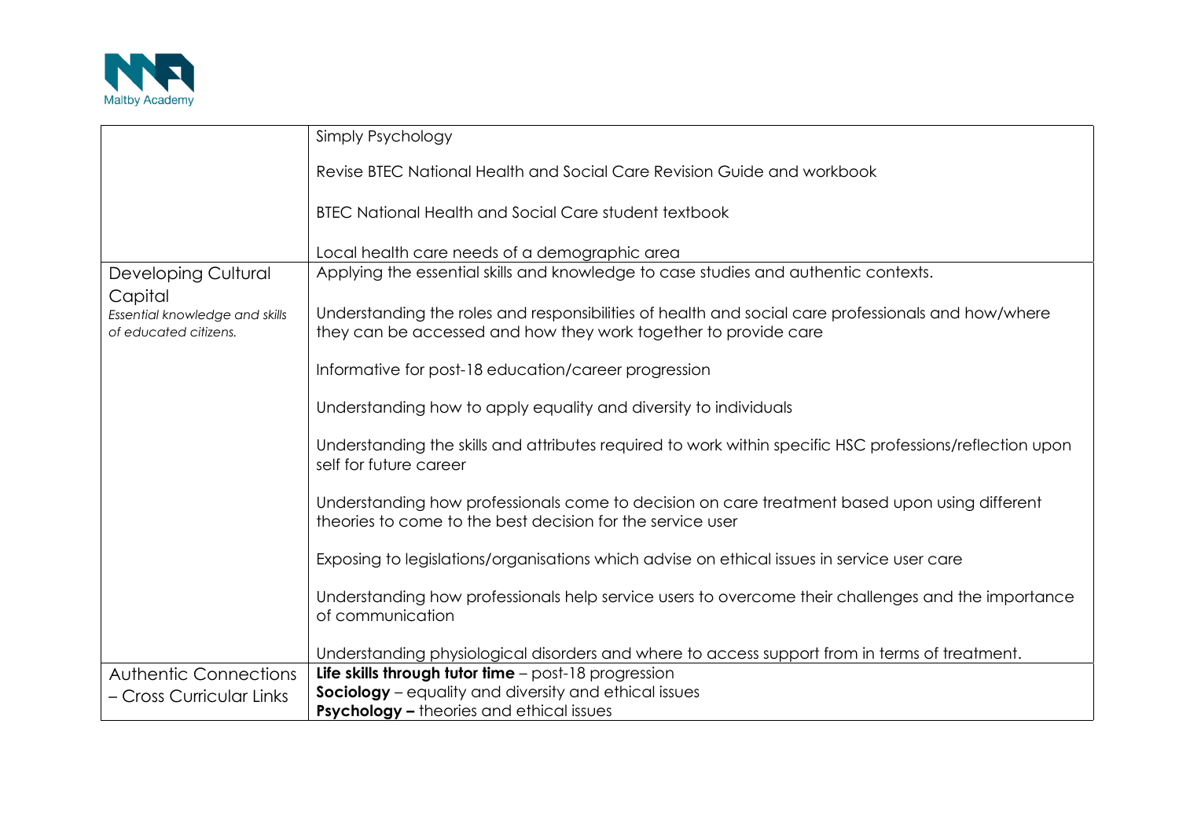| | |
|---|---|
| | Simply Psychology<br><br>Revise BTEC National Health and Social Care Revision Guide and workbook<br><br>BTEC National Health and Social Care student textbook<br><br>Local health care needs of a demographic area |
| Developing Cultural Capital<br>*Essential knowledge and skills of educated citizens.* | Applying the essential skills and knowledge to case studies and authentic contexts.<br><br>Understanding the roles and responsibilities of health and social care professionals and how/where they can be accessed and how they work together to provide care<br><br>Informative for post-18 education/career progression<br><br>Understanding how to apply equality and diversity to individuals<br><br>Understanding the skills and attributes required to work within specific HSC professions/reflection upon self for future career<br><br>Understanding how professionals come to decision on care treatment based upon using different theories to come to the best decision for the service user<br><br>Exposing to legislations/organisations which advise on ethical issues in service user care<br><br>Understanding how professionals help service users to overcome their challenges and the importance of communication<br><br>Understanding physiological disorders and where to access support from in terms of treatment. |
| Authentic Connections – Cross Curricular Links | **Life skills through tutor time** – post-18 progression<br>**Sociology** – equality and diversity and ethical issues<br>**Psychology –** theories and ethical issues |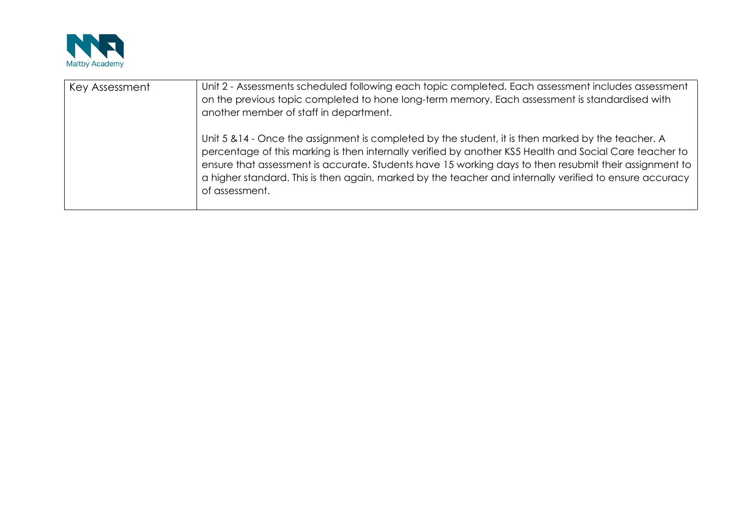| | |
|---|---|
| Key Assessment | Unit 2 - Assessments scheduled following each topic completed. Each assessment includes assessment on the previous topic completed to hone long-term memory. Each assessment is standardised with another member of staff in department.<br><br>Unit 5 &14 - Once the assignment is completed by the student, it is then marked by the teacher. A percentage of this marking is then internally verified by another KS5 Health and Social Care teacher to ensure that assessment is accurate. Students have 15 working days to then resubmit their assignment to a higher standard. This is then again, marked by the teacher and internally verified to ensure accuracy of assessment. |